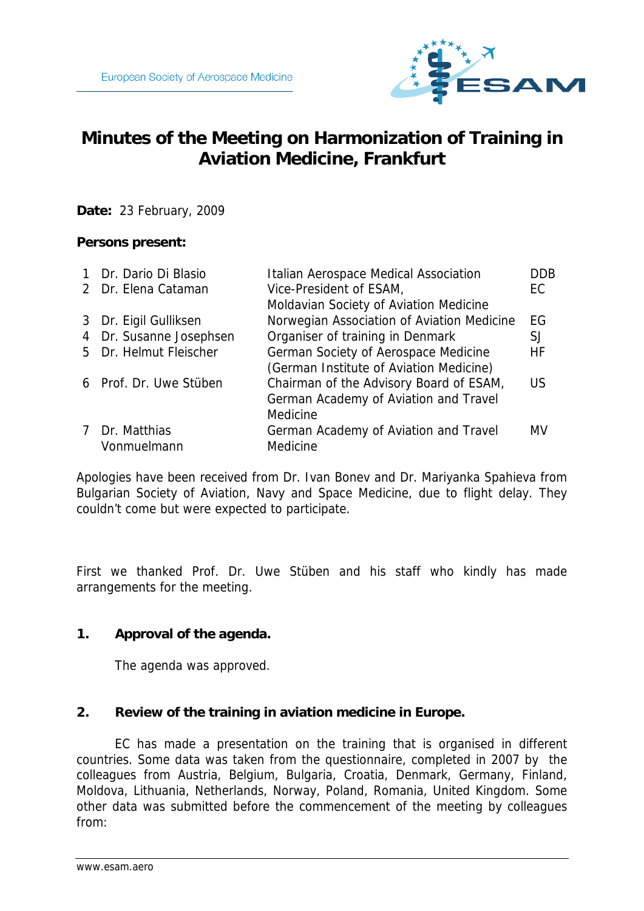European Society of Aerospace Medicine

# Minutes of the Meeting on Harmonization of Training in Aviation Medicine, Frankfurt

**Date:** 23 February, 2009

**Persons present:**

| | | | |
|---|---|---|---|
| 1 | Dr. Dario Di Blasio | Italian Aerospace Medical Association | DDB |
| 2 | Dr. Elena Cataman | Vice-President of ESAM, Moldavian Society of Aviation Medicine | EC |
| 3 | Dr. Eigil Gulliksen | Norwegian Association of Aviation Medicine | EG |
| 4 | Dr. Susanne Josephsen | Organiser of training in Denmark | SJ |
| 5 | Dr. Helmut Fleischer | German Society of Aerospace Medicine (German Institute of Aviation Medicine) | HF |
| 6 | Prof. Dr. Uwe Stüben | Chairman of the Advisory Board of ESAM, German Academy of Aviation and Travel Medicine | US |
| 7 | Dr. Matthias Vonmuelmann | German Academy of Aviation and Travel Medicine | MV |

Apologies have been received from Dr. Ivan Bonev and Dr. Mariyanka Spahieva from Bulgarian Society of Aviation, Navy and Space Medicine, due to flight delay. They couldn't come but were expected to participate.

First we thanked Prof. Dr. Uwe Stüben and his staff who kindly has made arrangements for the meeting.

## 1. Approval of the agenda.

The agenda was approved.

## 2. Review of the training in aviation medicine in Europe.

EC has made a presentation on the training that is organised in different countries. Some data was taken from the questionnaire, completed in 2007 by the colleagues from Austria, Belgium, Bulgaria, Croatia, Denmark, Germany, Finland, Moldova, Lithuania, Netherlands, Norway, Poland, Romania, United Kingdom. Some other data was submitted before the commencement of the meeting by colleagues from: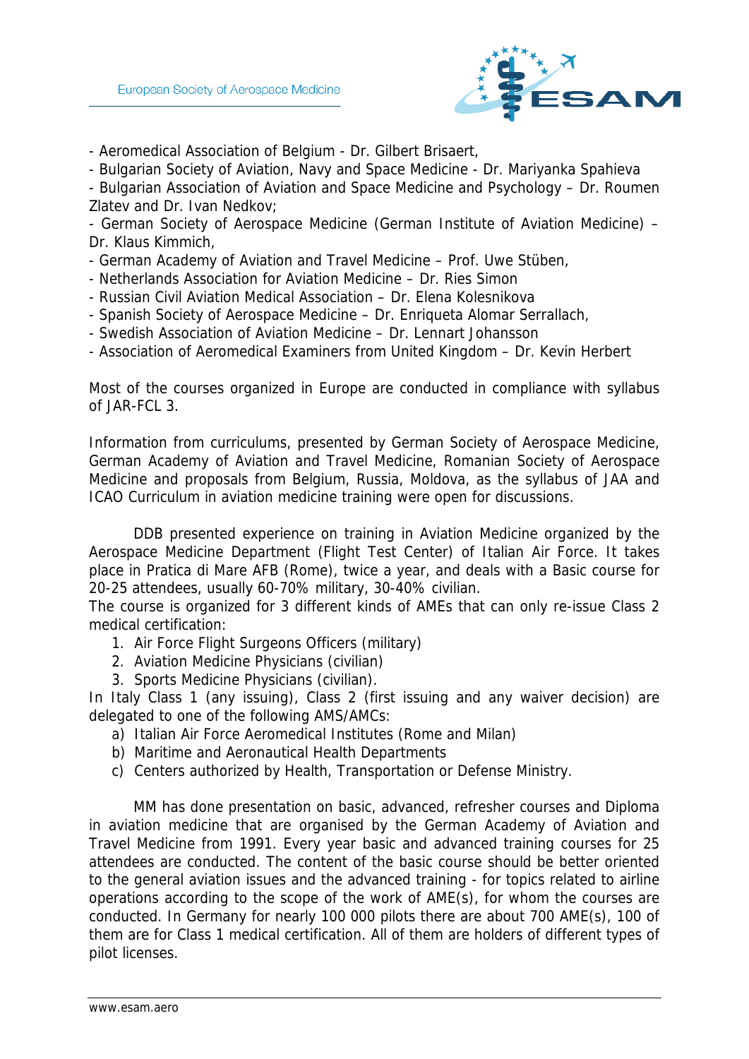- Aeromedical Association of Belgium - Dr. Gilbert Brisaert,
- Bulgarian Society of Aviation, Navy and Space Medicine - Dr. Mariyanka Spahieva
- Bulgarian Association of Aviation and Space Medicine and Psychology – Dr. Roumen Zlatev and Dr. Ivan Nedkov;
- German Society of Aerospace Medicine (German Institute of Aviation Medicine) – Dr. Klaus Kimmich,
- German Academy of Aviation and Travel Medicine – Prof. Uwe Stüben,
- Netherlands Association for Aviation Medicine – Dr. Ries Simon
- Russian Civil Aviation Medical Association – Dr. Elena Kolesnikova
- Spanish Society of Aerospace Medicine – Dr. Enriqueta Alomar Serrallach,
- Swedish Association of Aviation Medicine – Dr. Lennart Johansson
- Association of Aeromedical Examiners from United Kingdom – Dr. Kevin Herbert

Most of the courses organized in Europe are conducted in compliance with syllabus of JAR-FCL 3.

Information from curriculums, presented by German Society of Aerospace Medicine, German Academy of Aviation and Travel Medicine, Romanian Society of Aerospace Medicine and proposals from Belgium, Russia, Moldova, as the syllabus of JAA and ICAO Curriculum in aviation medicine training were open for discussions.

DDB presented experience on training in Aviation Medicine organized by the Aerospace Medicine Department (Flight Test Center) of Italian Air Force. It takes place in Pratica di Mare AFB (Rome), twice a year, and deals with a Basic course for 20-25 attendees, usually 60-70% military, 30-40% civilian.
The course is organized for 3 different kinds of AMEs that can only re-issue Class 2 medical certification:

1. Air Force Flight Surgeons Officers (military)
2. Aviation Medicine Physicians (civilian)
3. Sports Medicine Physicians (civilian).

In Italy Class 1 (any issuing), Class 2 (first issuing and any waiver decision) are delegated to one of the following AMS/AMCs:

a) Italian Air Force Aeromedical Institutes (Rome and Milan)
b) Maritime and Aeronautical Health Departments
c) Centers authorized by Health, Transportation or Defense Ministry.

MM has done presentation on basic, advanced, refresher courses and Diploma in aviation medicine that are organised by the German Academy of Aviation and Travel Medicine from 1991. Every year basic and advanced training courses for 25 attendees are conducted. The content of the basic course should be better oriented to the general aviation issues and the advanced training - for topics related to airline operations according to the scope of the work of AME(s), for whom the courses are conducted. In Germany for nearly 100 000 pilots there are about 700 AME(s), 100 of them are for Class 1 medical certification. All of them are holders of different types of pilot licenses.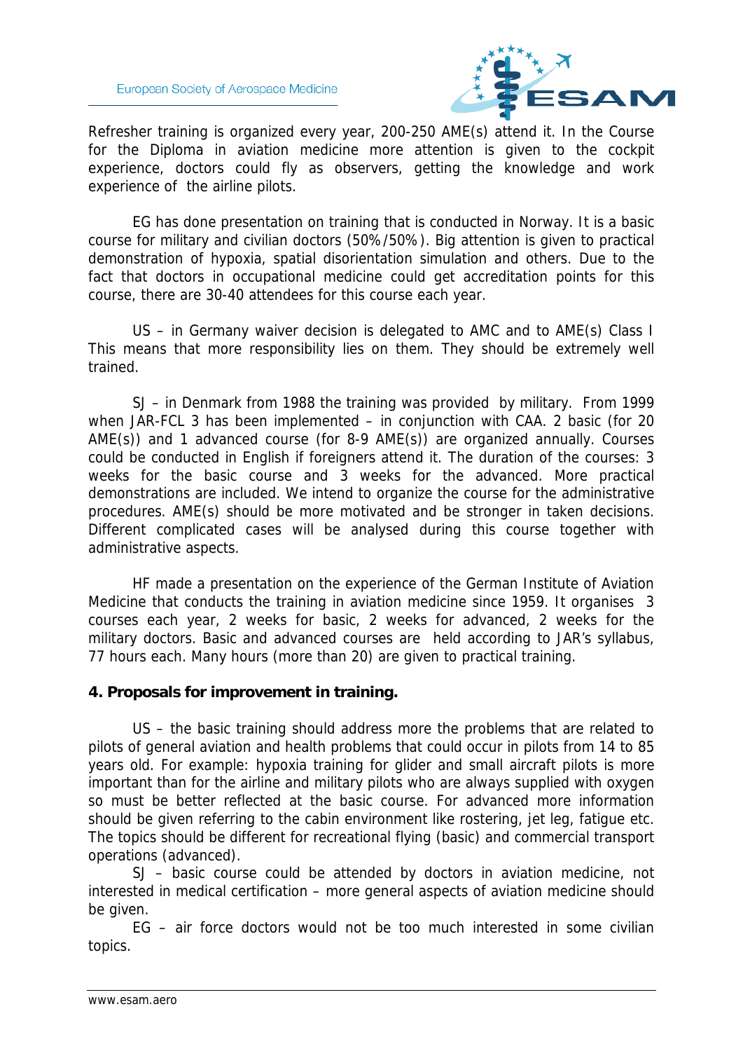Refresher training is organized every year, 200-250 AME(s) attend it. In the Course for the Diploma in aviation medicine more attention is given to the cockpit experience, doctors could fly as observers, getting the knowledge and work experience of the airline pilots.

EG has done presentation on training that is conducted in Norway. It is a basic course for military and civilian doctors (50%/50%). Big attention is given to practical demonstration of hypoxia, spatial disorientation simulation and others. Due to the fact that doctors in occupational medicine could get accreditation points for this course, there are 30-40 attendees for this course each year.

US – in Germany waiver decision is delegated to AMC and to AME(s) Class I This means that more responsibility lies on them. They should be extremely well trained.

SJ – in Denmark from 1988 the training was provided by military. From 1999 when JAR-FCL 3 has been implemented – in conjunction with CAA. 2 basic (for 20 AME(s)) and 1 advanced course (for 8-9 AME(s)) are organized annually. Courses could be conducted in English if foreigners attend it. The duration of the courses: 3 weeks for the basic course and 3 weeks for the advanced. More practical demonstrations are included. We intend to organize the course for the administrative procedures. AME(s) should be more motivated and be stronger in taken decisions. Different complicated cases will be analysed during this course together with administrative aspects.

HF made a presentation on the experience of the German Institute of Aviation Medicine that conducts the training in aviation medicine since 1959. It organises 3 courses each year, 2 weeks for basic, 2 weeks for advanced, 2 weeks for the military doctors. Basic and advanced courses are held according to JAR's syllabus, 77 hours each. Many hours (more than 20) are given to practical training.

**4. Proposals for improvement in training.**

US – the basic training should address more the problems that are related to pilots of general aviation and health problems that could occur in pilots from 14 to 85 years old. For example: hypoxia training for glider and small aircraft pilots is more important than for the airline and military pilots who are always supplied with oxygen so must be better reflected at the basic course. For advanced more information should be given referring to the cabin environment like rostering, jet leg, fatigue etc. The topics should be different for recreational flying (basic) and commercial transport operations (advanced).

SJ – basic course could be attended by doctors in aviation medicine, not interested in medical certification – more general aspects of aviation medicine should be given.

EG – air force doctors would not be too much interested in some civilian topics.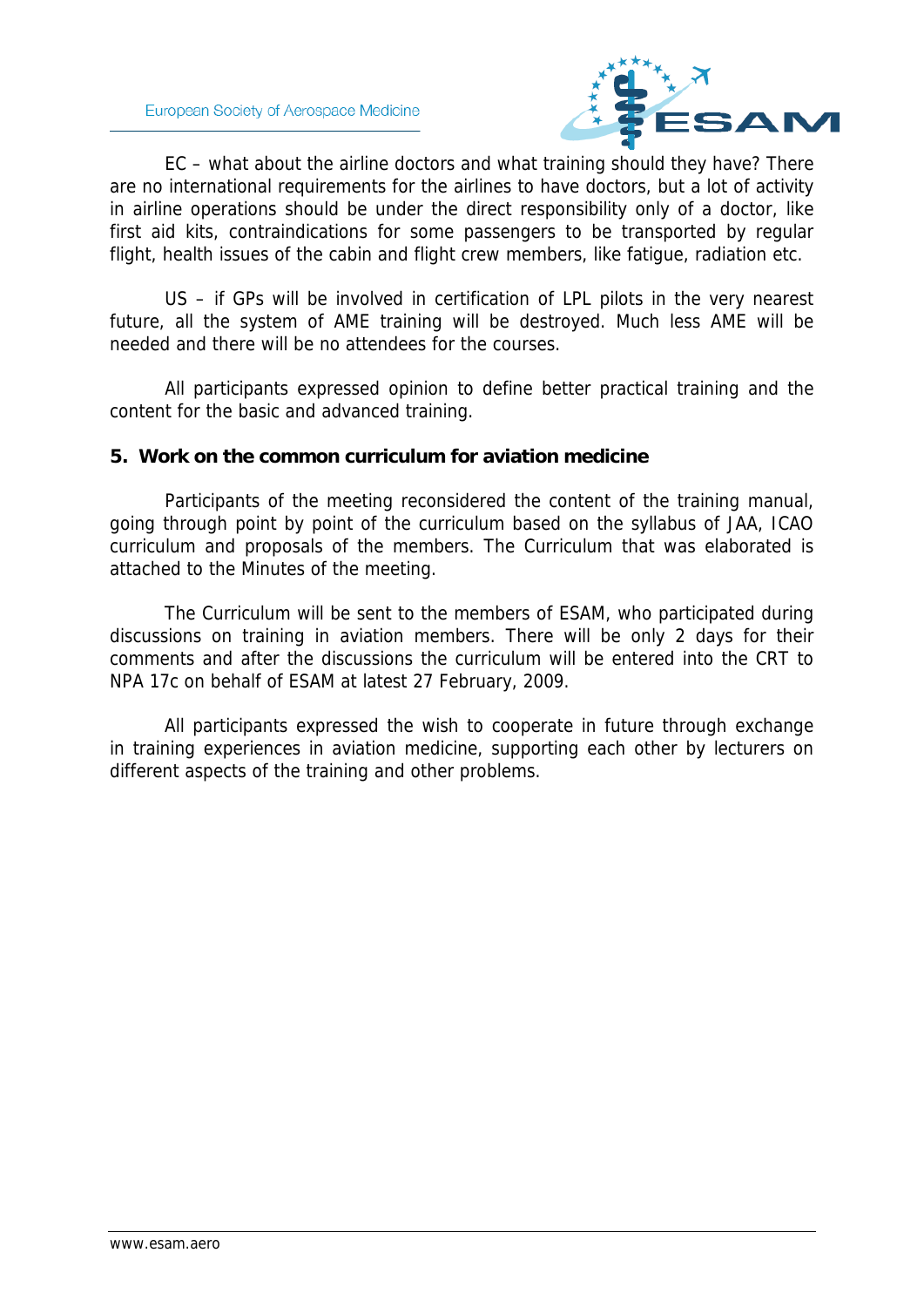EC – what about the airline doctors and what training should they have? There are no international requirements for the airlines to have doctors, but a lot of activity in airline operations should be under the direct responsibility only of a doctor, like first aid kits, contraindications for some passengers to be transported by regular flight, health issues of the cabin and flight crew members, like fatigue, radiation etc.

US – if GPs will be involved in certification of LPL pilots in the very nearest future, all the system of AME training will be destroyed. Much less AME will be needed and there will be no attendees for the courses.

All participants expressed opinion to define better practical training and the content for the basic and advanced training.

## 5. Work on the common curriculum for aviation medicine

Participants of the meeting reconsidered the content of the training manual, going through point by point of the curriculum based on the syllabus of JAA, ICAO curriculum and proposals of the members. The Curriculum that was elaborated is attached to the Minutes of the meeting.

The Curriculum will be sent to the members of ESAM, who participated during discussions on training in aviation members. There will be only 2 days for their comments and after the discussions the curriculum will be entered into the CRT to NPA 17c on behalf of ESAM at latest 27 February, 2009.

All participants expressed the wish to cooperate in future through exchange in training experiences in aviation medicine, supporting each other by lecturers on different aspects of the training and other problems.